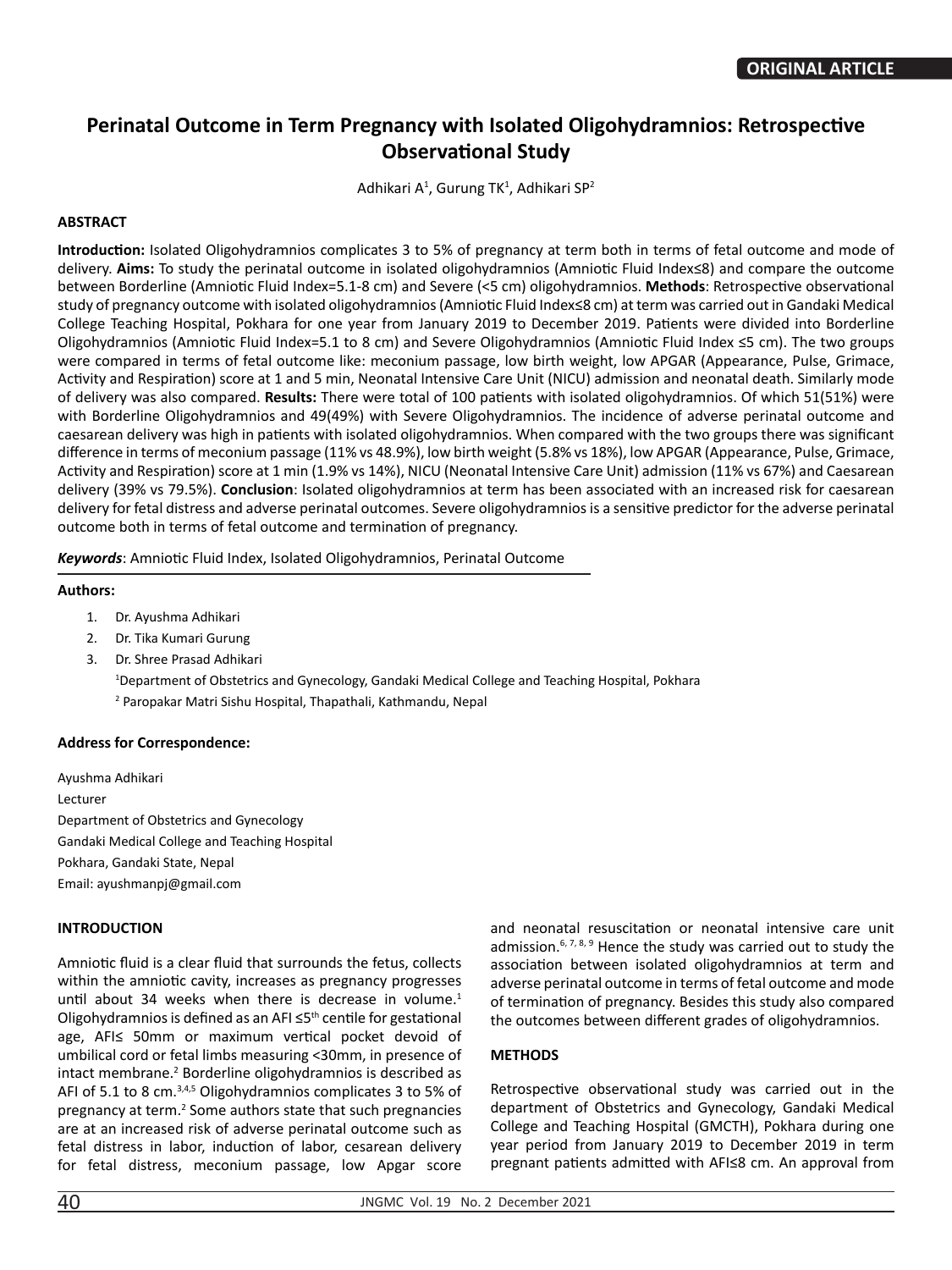**ORIGINAL ARTICLE**

# Perinatal Outcome in Term Pregnancy with Isolated Oligohydramnios: Retrospective Observational Study

Adhikari A[1], Gurung TK[1], Adhikari SP[2]

## ABSTRACT

**Introduction:** Isolated Oligohydramnios complicates 3 to 5% of pregnancy at term both in terms of fetal outcome and mode of delivery. **Aims:** To study the perinatal outcome in isolated oligohydramnios (Amniotic Fluid Index≤8) and compare the outcome between Borderline (Amniotic Fluid Index=5.1-8 cm) and Severe (<5 cm) oligohydramnios. **Methods**: Retrospective observational study of pregnancy outcome with isolated oligohydramnios (Amniotic Fluid Index≤8 cm) at term was carried out in Gandaki Medical College Teaching Hospital, Pokhara for one year from January 2019 to December 2019. Patients were divided into Borderline Oligohydramnios (Amniotic Fluid Index=5.1 to 8 cm) and Severe Oligohydramnios (Amniotic Fluid Index ≤5 cm). The two groups were compared in terms of fetal outcome like: meconium passage, low birth weight, low APGAR (Appearance, Pulse, Grimace, Activity and Respiration) score at 1 and 5 min, Neonatal Intensive Care Unit (NICU) admission and neonatal death. Similarly mode of delivery was also compared. **Results:** There were total of 100 patients with isolated oligohydramnios. Of which 51(51%) were with Borderline Oligohydramnios and 49(49%) with Severe Oligohydramnios. The incidence of adverse perinatal outcome and caesarean delivery was high in patients with isolated oligohydramnios. When compared with the two groups there was significant difference in terms of meconium passage (11% vs 48.9%), low birth weight (5.8% vs 18%), low APGAR (Appearance, Pulse, Grimace, Activity and Respiration) score at 1 min (1.9% vs 14%), NICU (Neonatal Intensive Care Unit) admission (11% vs 67%) and Caesarean delivery (39% vs 79.5%). **Conclusion**: Isolated oligohydramnios at term has been associated with an increased risk for caesarean delivery for fetal distress and adverse perinatal outcomes. Severe oligohydramnios is a sensitive predictor for the adverse perinatal outcome both in terms of fetal outcome and termination of pregnancy.

***Keywords***: Amniotic Fluid Index, Isolated Oligohydramnios, Perinatal Outcome

**Authors:**

1. Dr. Ayushma Adhikari
2. Dr. Tika Kumari Gurung
3. Dr. Shree Prasad Adhikari

[1]Department of Obstetrics and Gynecology, Gandaki Medical College and Teaching Hospital, Pokhara

[2] Paropakar Matri Sishu Hospital, Thapathali, Kathmandu, Nepal

**Address for Correspondence:**

Ayushma Adhikari
Lecturer
Department of Obstetrics and Gynecology
Gandaki Medical College and Teaching Hospital
Pokhara, Gandaki State, Nepal
Email: ayushmanpj@gmail.com

## INTRODUCTION

Amniotic fluid is a clear fluid that surrounds the fetus, collects within the amniotic cavity, increases as pregnancy progresses until about 34 weeks when there is decrease in volume.[1] Oligohydramnios is defined as an AFI ≤5$^{th}$ centile for gestational age, AFI≤ 50mm or maximum vertical pocket devoid of umbilical cord or fetal limbs measuring <30mm, in presence of intact membrane.[2] Borderline oligohydramnios is described as AFI of 5.1 to 8 cm.[3,4,5] Oligohydramnios complicates 3 to 5% of pregnancy at term.[2] Some authors state that such pregnancies are at an increased risk of adverse perinatal outcome such as fetal distress in labor, induction of labor, cesarean delivery for fetal distress, meconium passage, low Apgar score and neonatal resuscitation or neonatal intensive care unit admission.[6, 7, 8, 9] Hence the study was carried out to study the association between isolated oligohydramnios at term and adverse perinatal outcome in terms of fetal outcome and mode of termination of pregnancy. Besides this study also compared the outcomes between different grades of oligohydramnios.

## METHODS

Retrospective observational study was carried out in the department of Obstetrics and Gynecology, Gandaki Medical College and Teaching Hospital (GMCTH), Pokhara during one year period from January 2019 to December 2019 in term pregnant patients admitted with AFI≤8 cm. An approval from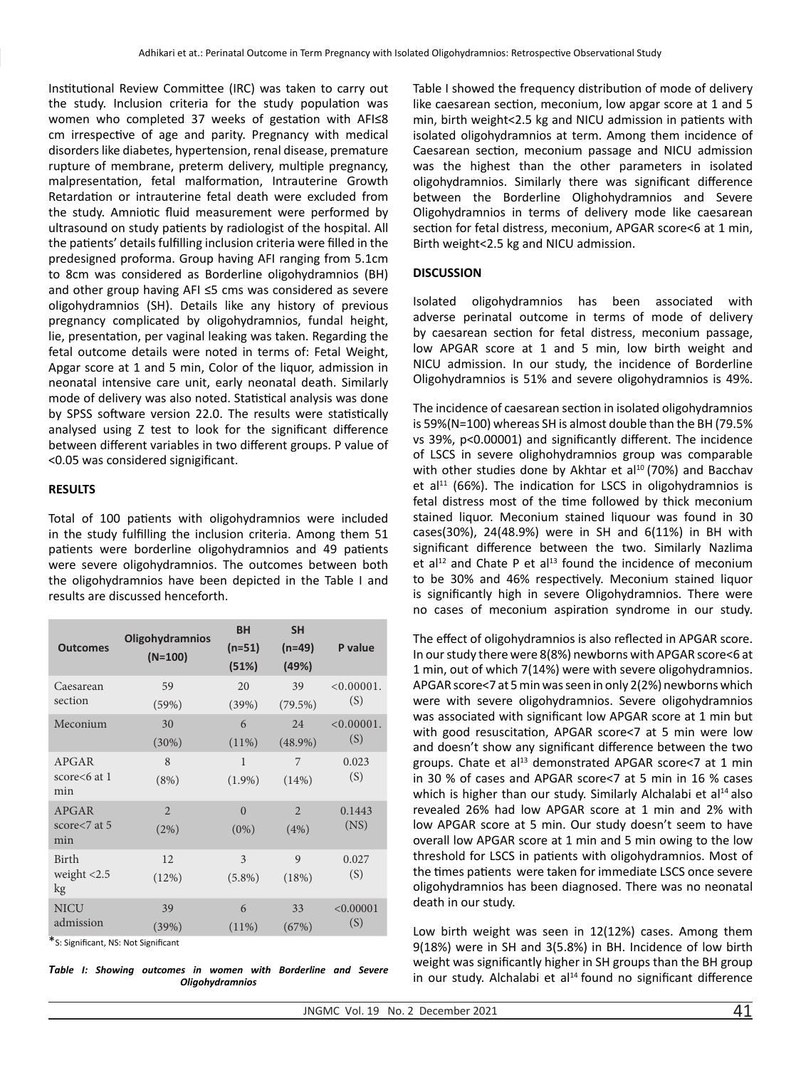Institutional Review Committee (IRC) was taken to carry out the study. Inclusion criteria for the study population was women who completed 37 weeks of gestation with AFI≤8 cm irrespective of age and parity. Pregnancy with medical disorders like diabetes, hypertension, renal disease, premature rupture of membrane, preterm delivery, multiple pregnancy, malpresentation, fetal malformation, Intrauterine Growth Retardation or intrauterine fetal death were excluded from the study. Amniotic fluid measurement were performed by ultrasound on study patients by radiologist of the hospital. All the patients' details fulfilling inclusion criteria were filled in the predesigned proforma. Group having AFI ranging from 5.1cm to 8cm was considered as Borderline oligohydramnios (BH) and other group having AFI ≤5 cms was considered as severe oligohydramnios (SH). Details like any history of previous pregnancy complicated by oligohydramnios, fundal height, lie, presentation, per vaginal leaking was taken. Regarding the fetal outcome details were noted in terms of: Fetal Weight, Apgar score at 1 and 5 min, Color of the liquor, admission in neonatal intensive care unit, early neonatal death. Similarly mode of delivery was also noted. Statistical analysis was done by SPSS software version 22.0. The results were statistically analysed using Z test to look for the significant difference between different variables in two different groups. P value of <0.05 was considered signigificant.

## RESULTS

Total of 100 patients with oligohydramnios were included in the study fulfilling the inclusion criteria. Among them 51 patients were borderline oligohydramnios and 49 patients were severe oligohydramnios. The outcomes between both the oligohydramnios have been depicted in the Table I and results are discussed henceforth.

| Outcomes | Oligohydramnios (N=100) | BH (n=51) (51%) | SH (n=49) (49%) | P value |
|---|---|---|---|---|
| Caesarean section | 59 (59%) | 20 (39%) | 39 (79.5%) | <0.00001. (S) |
| Meconium | 30 (30%) | 6 (11%) | 24 (48.9%) | <0.00001. (S) |
| APGAR score<6 at 1 min | 8 (8%) | 1 (1.9%) | 7 (14%) | 0.023 (S) |
| APGAR score<7 at 5 min | 2 (2%) | 0 (0%) | 2 (4%) | 0.1443 (NS) |
| Birth weight <2.5 kg | 12 (12%) | 3 (5.8%) | 9 (18%) | 0.027 (S) |
| NICU admission | 39 (39%) | 6 (11%) | 33 (67%) | <0.00001 (S) |

*S: Significant, NS: Not Significant

***Table I: Showing outcomes in women with Borderline and Severe Oligohydramnios***

Table I showed the frequency distribution of mode of delivery like caesarean section, meconium, low apgar score at 1 and 5 min, birth weight<2.5 kg and NICU admission in patients with isolated oligohydramnios at term. Among them incidence of Caesarean section, meconium passage and NICU admission was the highest than the other parameters in isolated oligohydramnios. Similarly there was significant difference between the Borderline Olighohydramnios and Severe Oligohydramnios in terms of delivery mode like caesarean section for fetal distress, meconium, APGAR score<6 at 1 min, Birth weight<2.5 kg and NICU admission.

## DISCUSSION

Isolated oligohydramnios has been associated with adverse perinatal outcome in terms of mode of delivery by caesarean section for fetal distress, meconium passage, low APGAR score at 1 and 5 min, low birth weight and NICU admission. In our study, the incidence of Borderline Oligohydramnios is 51% and severe oligohydramnios is 49%.

The incidence of caesarean section in isolated oligohydramnios is 59%(N=100) whereas SH is almost double than the BH (79.5% vs 39%, p<0.00001) and significantly different. The incidence of LSCS in severe olighohydramnios group was comparable with other studies done by Akhtar et al[10] (70%) and Bacchav et al[11] (66%). The indication for LSCS in oligohydramnios is fetal distress most of the time followed by thick meconium stained liquor. Meconium stained liquour was found in 30 cases(30%), 24(48.9%) were in SH and 6(11%) in BH with significant difference between the two. Similarly Nazlima et al[12] and Chate P et al[13] found the incidence of meconium to be 30% and 46% respectively. Meconium stained liquor is significantly high in severe Oligohydramnios. There were no cases of meconium aspiration syndrome in our study.

The effect of oligohydramnios is also reflected in APGAR score. In our study there were 8(8%) newborns with APGAR score<6 at 1 min, out of which 7(14%) were with severe oligohydramnios. APGAR score<7 at 5 min was seen in only 2(2%) newborns which were with severe oligohydramnios. Severe oligohydramnios was associated with significant low APGAR score at 1 min but with good resuscitation, APGAR score<7 at 5 min were low and doesn't show any significant difference between the two groups. Chate et al[13] demonstrated APGAR score<7 at 1 min in 30 % of cases and APGAR score<7 at 5 min in 16 % cases which is higher than our study. Similarly Alchalabi et al[14] also revealed 26% had low APGAR score at 1 min and 2% with low APGAR score at 5 min. Our study doesn't seem to have overall low APGAR score at 1 min and 5 min owing to the low threshold for LSCS in patients with oligohydramnios. Most of the times patients were taken for immediate LSCS once severe oligohydramnios has been diagnosed. There was no neonatal death in our study.

Low birth weight was seen in 12(12%) cases. Among them 9(18%) were in SH and 3(5.8%) in BH. Incidence of low birth weight was significantly higher in SH groups than the BH group in our study. Alchalabi et al[14] found no significant difference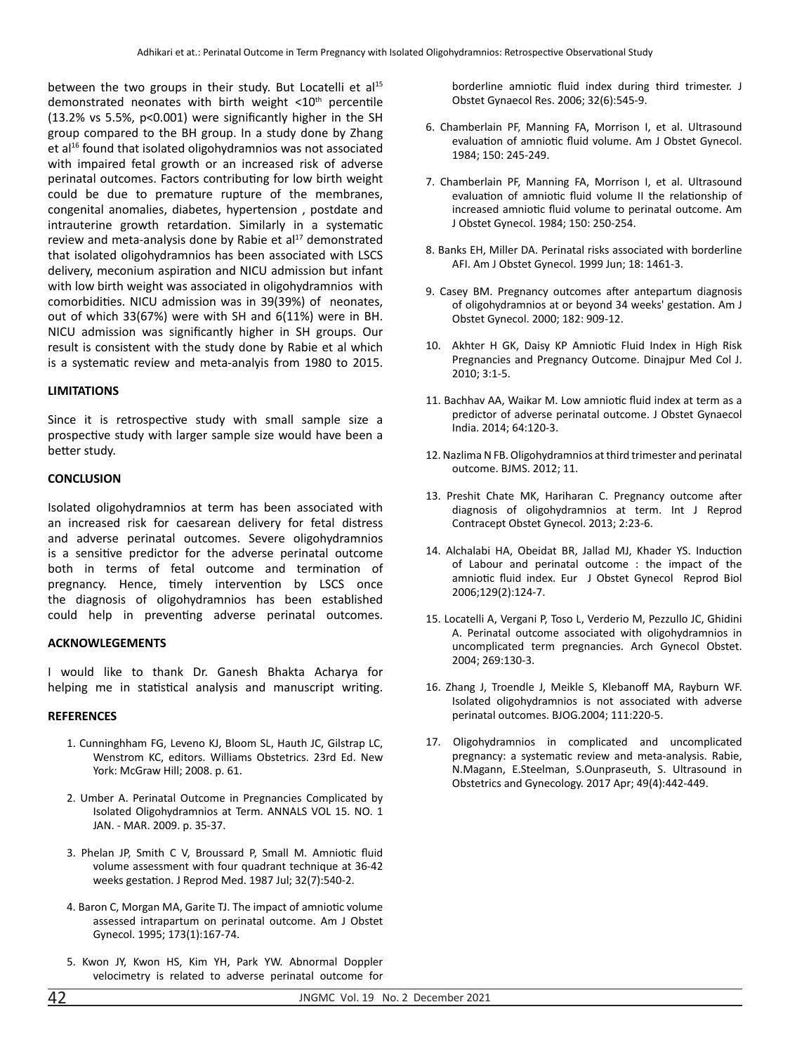between the two groups in their study. But Locatelli et al[15] demonstrated neonates with birth weight <10th percentile (13.2% vs 5.5%, p<0.001) were significantly higher in the SH group compared to the BH group. In a study done by Zhang et al[16] found that isolated oligohydramnios was not associated with impaired fetal growth or an increased risk of adverse perinatal outcomes. Factors contributing for low birth weight could be due to premature rupture of the membranes, congenital anomalies, diabetes, hypertension , postdate and intrauterine growth retardation. Similarly in a systematic review and meta-analysis done by Rabie et al[17] demonstrated that isolated oligohydramnios has been associated with LSCS delivery, meconium aspiration and NICU admission but infant with low birth weight was associated in oligohydramnios with comorbidities. NICU admission was in 39(39%) of neonates, out of which 33(67%) were with SH and 6(11%) were in BH. NICU admission was significantly higher in SH groups. Our result is consistent with the study done by Rabie et al which is a systematic review and meta-analyis from 1980 to 2015.

## LIMITATIONS

Since it is retrospective study with small sample size a prospective study with larger sample size would have been a better study.

## CONCLUSION

Isolated oligohydramnios at term has been associated with an increased risk for caesarean delivery for fetal distress and adverse perinatal outcomes. Severe oligohydramnios is a sensitive predictor for the adverse perinatal outcome both in terms of fetal outcome and termination of pregnancy. Hence, timely intervention by LSCS once the diagnosis of oligohydramnios has been established could help in preventing adverse perinatal outcomes.

## ACKNOWLEDGEMENTS

I would like to thank Dr. Ganesh Bhakta Acharya for helping me in statistical analysis and manuscript writing.

## REFERENCES

1. Cunninghham FG, Leveno KJ, Bloom SL, Hauth JC, Gilstrap LC, Wenstrom KC, editors. Williams Obstetrics. 23rd Ed. New York: McGraw Hill; 2008. p. 61.
2. Umber A. Perinatal Outcome in Pregnancies Complicated by Isolated Oligohydramnios at Term. ANNALS VOL 15. NO. 1 JAN. - MAR. 2009. p. 35-37.
3. Phelan JP, Smith C V, Broussard P, Small M. Amniotic fluid volume assessment with four quadrant technique at 36-42 weeks gestation. J Reprod Med. 1987 Jul; 32(7):540-2.
4. Baron C, Morgan MA, Garite TJ. The impact of amniotic volume assessed intrapartum on perinatal outcome. Am J Obstet Gynecol. 1995; 173(1):167-74.
5. Kwon JY, Kwon HS, Kim YH, Park YW. Abnormal Doppler velocimetry is related to adverse perinatal outcome for borderline amniotic fluid index during third trimester. J Obstet Gynaecol Res. 2006; 32(6):545-9.
6. Chamberlain PF, Manning FA, Morrison I, et al. Ultrasound evaluation of amniotic fluid volume. Am J Obstet Gynecol. 1984; 150: 245-249.
7. Chamberlain PF, Manning FA, Morrison I, et al. Ultrasound evaluation of amniotic fluid volume II the relationship of increased amniotic fluid volume to perinatal outcome. Am J Obstet Gynecol. 1984; 150: 250-254.
8. Banks EH, Miller DA. Perinatal risks associated with borderline AFI. Am J Obstet Gynecol. 1999 Jun; 18: 1461-3.
9. Casey BM. Pregnancy outcomes after antepartum diagnosis of oligohydramnios at or beyond 34 weeks' gestation. Am J Obstet Gynecol. 2000; 182: 909-12.
10. Akhter H GK, Daisy KP Amniotic Fluid Index in High Risk Pregnancies and Pregnancy Outcome. Dinajpur Med Col J. 2010; 3:1-5.
11. Bachhav AA, Waikar M. Low amniotic fluid index at term as a predictor of adverse perinatal outcome. J Obstet Gynaecol India. 2014; 64:120-3.
12. Nazlima N FB. Oligohydramnios at third trimester and perinatal outcome. BJMS. 2012; 11.
13. Preshit Chate MK, Hariharan C. Pregnancy outcome after diagnosis of oligohydramnios at term. Int J Reprod Contracept Obstet Gynecol. 2013; 2:23-6.
14. Alchalabi HA, Obeidat BR, Jallad MJ, Khader YS. Induction of Labour and perinatal outcome : the impact of the amniotic fluid index. Eur J Obstet Gynecol Reprod Biol 2006;129(2):124-7.
15. Locatelli A, Vergani P, Toso L, Verderio M, Pezzullo JC, Ghidini A. Perinatal outcome associated with oligohydramnios in uncomplicated term pregnancies. Arch Gynecol Obstet. 2004; 269:130-3.
16. Zhang J, Troendle J, Meikle S, Klebanoff MA, Rayburn WF. Isolated oligohydramnios is not associated with adverse perinatal outcomes. BJOG.2004; 111:220-5.
17. Oligohydramnios in complicated and uncomplicated pregnancy: a systematic review and meta-analysis. Rabie, N.Magann, E.Steelman, S.Ounpraseuth, S. Ultrasound in Obstetrics and Gynecology. 2017 Apr; 49(4):442-449.